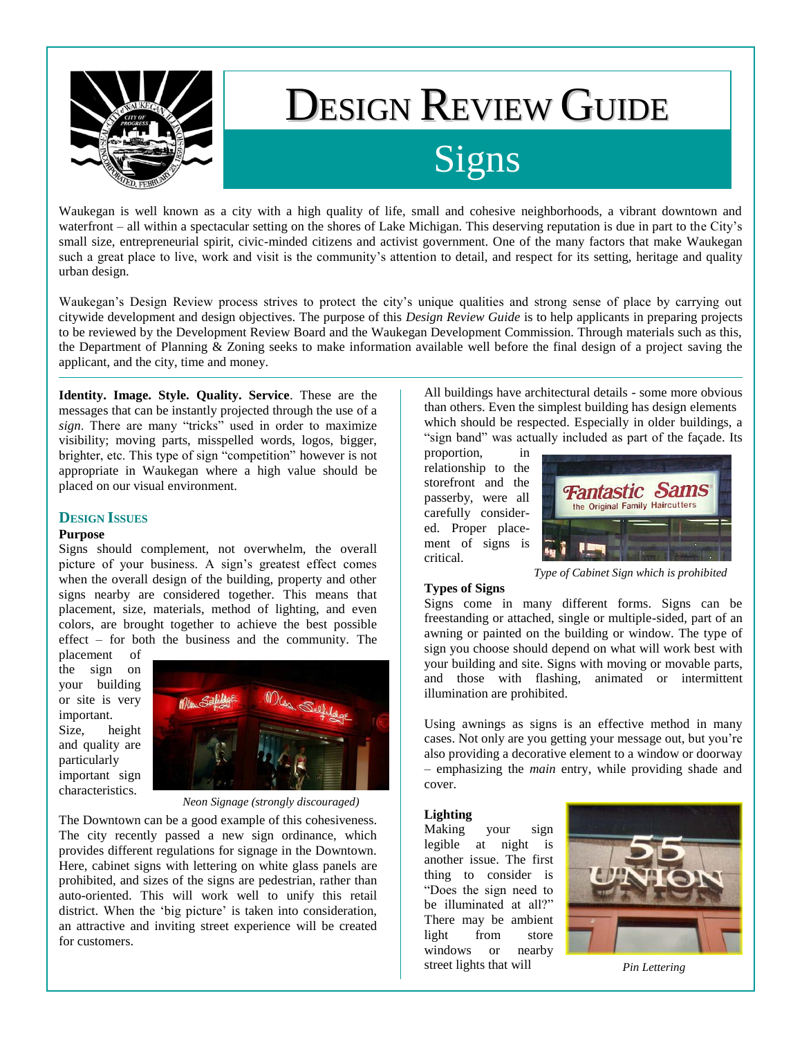# Design Review Guide

## Signs

Waukegan is well known as a city with a high quality of life, small and cohesive neighborhoods, a vibrant downtown and waterfront – all within a spectacular setting on the shores of Lake Michigan. This deserving reputation is due in part to the City's small size, entrepreneurial spirit, civic-minded citizens and activist government. One of the many factors that make Waukegan such a great place to live, work and visit is the community's attention to detail, and respect for its setting, heritage and quality urban design.

Waukegan's Design Review process strives to protect the city's unique qualities and strong sense of place by carrying out citywide development and design objectives. The purpose of this *Design Review Guide* is to help applicants in preparing projects to be reviewed by the Development Review Board and the Waukegan Development Commission. Through materials such as this, the Department of Planning & Zoning seeks to make information available well before the final design of a project saving the applicant, and the city, time and money.

---

**Identity. Image. Style. Quality. Service**. These are the messages that can be instantly projected through the use of a *sign*. There are many "tricks" used in order to maximize visibility; moving parts, misspelled words, logos, bigger, brighter, etc. This type of sign "competition" however is not appropriate in Waukegan where a high value should be placed on our visual environment.

### Design Issues

**Purpose**

Signs should complement, not overwhelm, the overall picture of your business. A sign's greatest effect comes when the overall design of the building, property and other signs nearby are considered together. This means that placement, size, materials, method of lighting, and even colors, are brought together to achieve the best possible effect – for both the business and the community. The placement of the sign on your building or site is very important. Size, height and quality are particularly important sign characteristics.

*Neon Signage (strongly discouraged)*

The Downtown can be a good example of this cohesiveness. The city recently passed a new sign ordinance, which provides different regulations for signage in the Downtown. Here, cabinet signs with lettering on white glass panels are prohibited, and sizes of the signs are pedestrian, rather than auto-oriented. This will work well to unify this retail district. When the 'big picture' is taken into consideration, an attractive and inviting street experience will be created for customers.

All buildings have architectural details - some more obvious than others. Even the simplest building has design elements which should be respected. Especially in older buildings, a "sign band" was actually included as part of the façade. Its proportion, in relationship to the storefront and the passerby, were all carefully considered. Proper placement of signs is critical.

*Type of Cabinet Sign which is prohibited*

**Types of Signs**

Signs come in many different forms. Signs can be freestanding or attached, single or multiple-sided, part of an awning or painted on the building or window. The type of sign you choose should depend on what will work best with your building and site. Signs with moving or movable parts, and those with flashing, animated or intermittent illumination are prohibited.

Using awnings as signs is an effective method in many cases. Not only are you getting your message out, but you're also providing a decorative element to a window or doorway – emphasizing the *main* entry, while providing shade and cover.

**Lighting**

Making your sign legible at night is another issue. The first thing to consider is "Does the sign need to be illuminated at all?" There may be ambient light from store windows or nearby street lights that will

*Pin Lettering*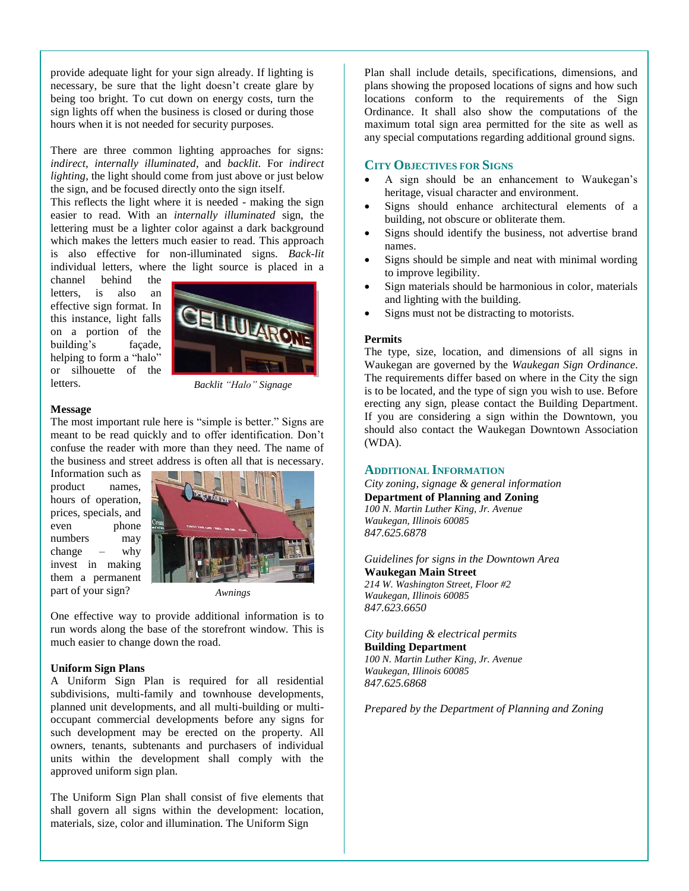provide adequate light for your sign already. If lighting is necessary, be sure that the light doesn't create glare by being too bright. To cut down on energy costs, turn the sign lights off when the business is closed or during those hours when it is not needed for security purposes.

There are three common lighting approaches for signs: *indirect*, *internally illuminated*, and *backlit*. For *indirect lighting*, the light should come from just above or just below the sign, and be focused directly onto the sign itself. This reflects the light where it is needed - making the sign easier to read. With an *internally illuminated* sign, the lettering must be a lighter color against a dark background which makes the letters much easier to read. This approach is also effective for non-illuminated signs. *Back-lit* individual letters, where the light source is placed in a channel behind the letters, is also an effective sign format. In this instance, light falls on a portion of the building's façade, helping to form a "halo" or silhouette of the letters.

*Backlit "Halo" Signage*

**Message**

The most important rule here is "simple is better." Signs are meant to be read quickly and to offer identification. Don't confuse the reader with more than they need. The name of the business and street address is often all that is necessary. Information such as product names, hours of operation, prices, specials, and even phone numbers may change – why invest in making them a permanent part of your sign?

*Awnings*

One effective way to provide additional information is to run words along the base of the storefront window. This is much easier to change down the road.

**Uniform Sign Plans**

A Uniform Sign Plan is required for all residential subdivisions, multi-family and townhouse developments, planned unit developments, and all multi-building or multi-occupant commercial developments before any signs for such development may be erected on the property. All owners, tenants, subtenants and purchasers of individual units within the development shall comply with the approved uniform sign plan.

The Uniform Sign Plan shall consist of five elements that shall govern all signs within the development: location, materials, size, color and illumination. The Uniform Sign Plan shall include details, specifications, dimensions, and plans showing the proposed locations of signs and how such locations conform to the requirements of the Sign Ordinance. It shall also show the computations of the maximum total sign area permitted for the site as well as any special computations regarding additional ground signs.

## City Objectives for Signs

- A sign should be an enhancement to Waukegan's heritage, visual character and environment.
- Signs should enhance architectural elements of a building, not obscure or obliterate them.
- Signs should identify the business, not advertise brand names.
- Signs should be simple and neat with minimal wording to improve legibility.
- Sign materials should be harmonious in color, materials and lighting with the building.
- Signs must not be distracting to motorists.

**Permits**

The type, size, location, and dimensions of all signs in Waukegan are governed by the *Waukegan Sign Ordinance*. The requirements differ based on where in the City the sign is to be located, and the type of sign you wish to use. Before erecting any sign, please contact the Building Department. If you are considering a sign within the Downtown, you should also contact the Waukegan Downtown Association (WDA).

## Additional Information

*City zoning, signage & general information*
**Department of Planning and Zoning**
*100 N. Martin Luther King, Jr. Avenue*
*Waukegan, Illinois 60085*
*847.625.6878*

*Guidelines for signs in the Downtown Area*
**Waukegan Main Street**
*214 W. Washington Street, Floor #2*
*Waukegan, Illinois 60085*
*847.623.6650*

*City building & electrical permits*
**Building Department**
*100 N. Martin Luther King, Jr. Avenue*
*Waukegan, Illinois 60085*
*847.625.6868*

*Prepared by the Department of Planning and Zoning*